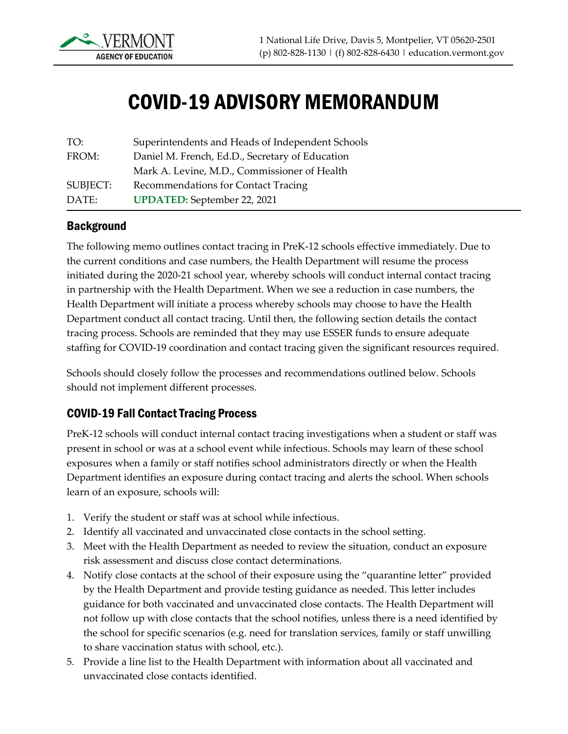# COVID-19 ADVISORY MEMORANDUM

| | |
|---|---|
| TO: | Superintendents and Heads of Independent Schools |
| FROM: | Daniel M. French, Ed.D., Secretary of Education |
| | Mark A. Levine, M.D., Commissioner of Health |
| SUBJECT: | Recommendations for Contact Tracing |
| DATE: | **UPDATED:** September 22, 2021 |

## Background

The following memo outlines contact tracing in PreK-12 schools effective immediately. Due to the current conditions and case numbers, the Health Department will resume the process initiated during the 2020-21 school year, whereby schools will conduct internal contact tracing in partnership with the Health Department. When we see a reduction in case numbers, the Health Department will initiate a process whereby schools may choose to have the Health Department conduct all contact tracing. Until then, the following section details the contact tracing process. Schools are reminded that they may use ESSER funds to ensure adequate staffing for COVID-19 coordination and contact tracing given the significant resources required.

Schools should closely follow the processes and recommendations outlined below. Schools should not implement different processes.

## COVID-19 Fall Contact Tracing Process

PreK-12 schools will conduct internal contact tracing investigations when a student or staff was present in school or was at a school event while infectious. Schools may learn of these school exposures when a family or staff notifies school administrators directly or when the Health Department identifies an exposure during contact tracing and alerts the school. When schools learn of an exposure, schools will:

1. Verify the student or staff was at school while infectious.
2. Identify all vaccinated and unvaccinated close contacts in the school setting.
3. Meet with the Health Department as needed to review the situation, conduct an exposure risk assessment and discuss close contact determinations.
4. Notify close contacts at the school of their exposure using the "quarantine letter" provided by the Health Department and provide testing guidance as needed. This letter includes guidance for both vaccinated and unvaccinated close contacts. The Health Department will not follow up with close contacts that the school notifies, unless there is a need identified by the school for specific scenarios (e.g. need for translation services, family or staff unwilling to share vaccination status with school, etc.).
5. Provide a line list to the Health Department with information about all vaccinated and unvaccinated close contacts identified.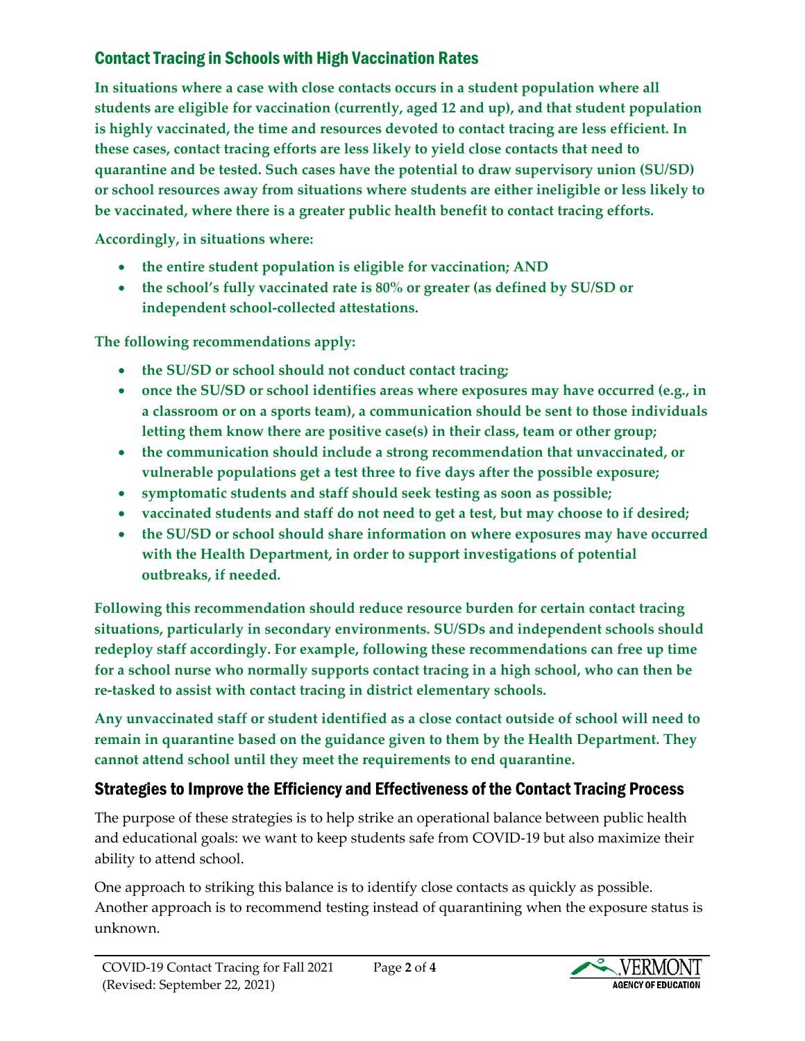## Contact Tracing in Schools with High Vaccination Rates

**In situations where a case with close contacts occurs in a student population where all students are eligible for vaccination (currently, aged 12 and up), and that student population is highly vaccinated, the time and resources devoted to contact tracing are less efficient. In these cases, contact tracing efforts are less likely to yield close contacts that need to quarantine and be tested. Such cases have the potential to draw supervisory union (SU/SD) or school resources away from situations where students are either ineligible or less likely to be vaccinated, where there is a greater public health benefit to contact tracing efforts.**

**Accordingly, in situations where:**

- **the entire student population is eligible for vaccination; AND**
- **the school's fully vaccinated rate is 80% or greater (as defined by SU/SD or independent school-collected attestations.**

**The following recommendations apply:**

- **the SU/SD or school should not conduct contact tracing;**
- **once the SU/SD or school identifies areas where exposures may have occurred (e.g., in a classroom or on a sports team), a communication should be sent to those individuals letting them know there are positive case(s) in their class, team or other group;**
- **the communication should include a strong recommendation that unvaccinated, or vulnerable populations get a test three to five days after the possible exposure;**
- **symptomatic students and staff should seek testing as soon as possible;**
- **vaccinated students and staff do not need to get a test, but may choose to if desired;**
- **the SU/SD or school should share information on where exposures may have occurred with the Health Department, in order to support investigations of potential outbreaks, if needed.**

**Following this recommendation should reduce resource burden for certain contact tracing situations, particularly in secondary environments. SU/SDs and independent schools should redeploy staff accordingly. For example, following these recommendations can free up time for a school nurse who normally supports contact tracing in a high school, who can then be re-tasked to assist with contact tracing in district elementary schools.**

**Any unvaccinated staff or student identified as a close contact outside of school will need to remain in quarantine based on the guidance given to them by the Health Department. They cannot attend school until they meet the requirements to end quarantine.**

## Strategies to Improve the Efficiency and Effectiveness of the Contact Tracing Process

The purpose of these strategies is to help strike an operational balance between public health and educational goals: we want to keep students safe from COVID-19 but also maximize their ability to attend school.

One approach to striking this balance is to identify close contacts as quickly as possible. Another approach is to recommend testing instead of quarantining when the exposure status is unknown.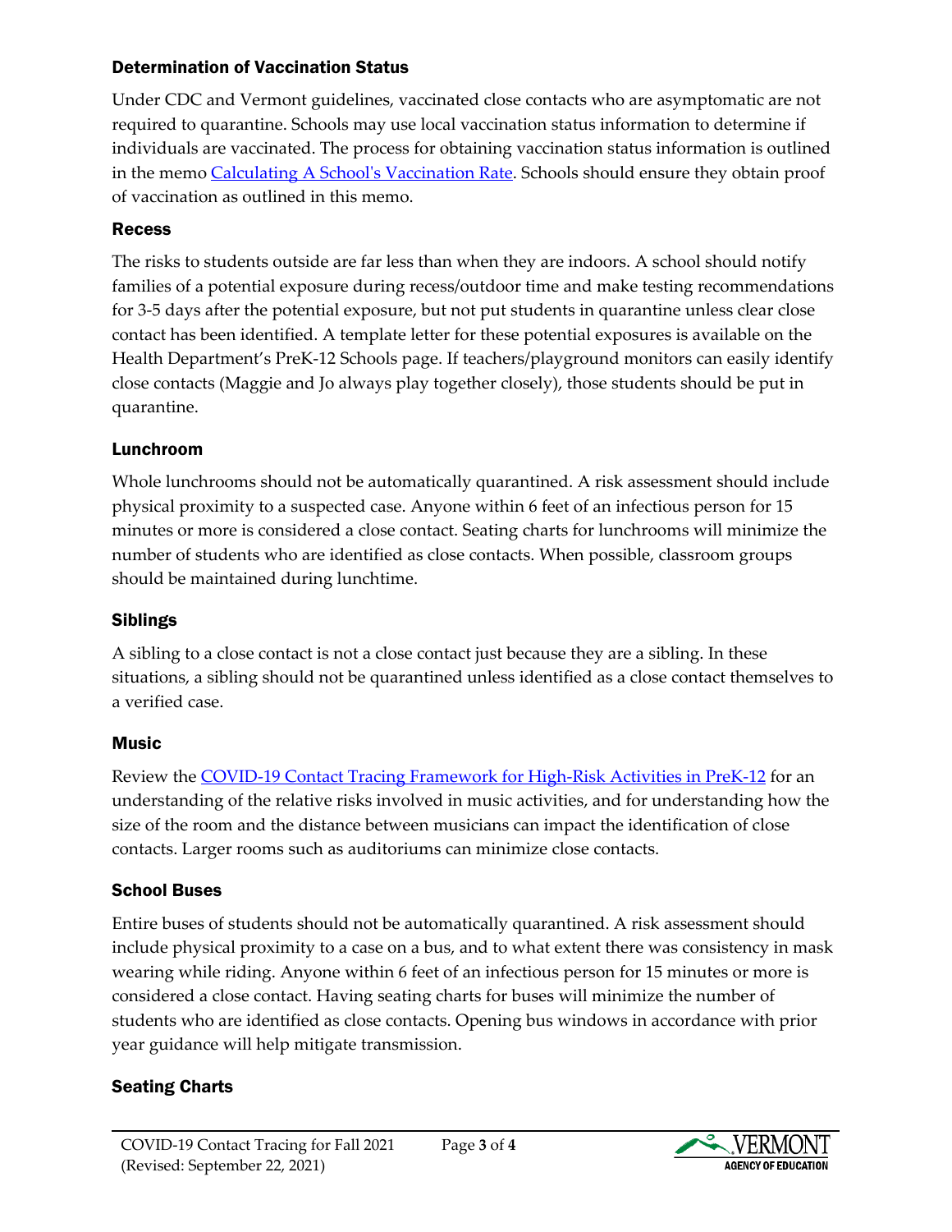### Determination of Vaccination Status

Under CDC and Vermont guidelines, vaccinated close contacts who are asymptomatic are not required to quarantine. Schools may use local vaccination status information to determine if individuals are vaccinated. The process for obtaining vaccination status information is outlined in the memo [Calculating A School's Vaccination Rate](). Schools should ensure they obtain proof of vaccination as outlined in this memo.

### Recess

The risks to students outside are far less than when they are indoors. A school should notify families of a potential exposure during recess/outdoor time and make testing recommendations for 3-5 days after the potential exposure, but not put students in quarantine unless clear close contact has been identified. A template letter for these potential exposures is available on the Health Department's PreK-12 Schools page. If teachers/playground monitors can easily identify close contacts (Maggie and Jo always play together closely), those students should be put in quarantine.

### Lunchroom

Whole lunchrooms should not be automatically quarantined. A risk assessment should include physical proximity to a suspected case. Anyone within 6 feet of an infectious person for 15 minutes or more is considered a close contact. Seating charts for lunchrooms will minimize the number of students who are identified as close contacts. When possible, classroom groups should be maintained during lunchtime.

### Siblings

A sibling to a close contact is not a close contact just because they are a sibling. In these situations, a sibling should not be quarantined unless identified as a close contact themselves to a verified case.

### Music

Review the [COVID-19 Contact Tracing Framework for High-Risk Activities in PreK-12]() for an understanding of the relative risks involved in music activities, and for understanding how the size of the room and the distance between musicians can impact the identification of close contacts. Larger rooms such as auditoriums can minimize close contacts.

### School Buses

Entire buses of students should not be automatically quarantined. A risk assessment should include physical proximity to a case on a bus, and to what extent there was consistency in mask wearing while riding. Anyone within 6 feet of an infectious person for 15 minutes or more is considered a close contact. Having seating charts for buses will minimize the number of students who are identified as close contacts. Opening bus windows in accordance with prior year guidance will help mitigate transmission.

### Seating Charts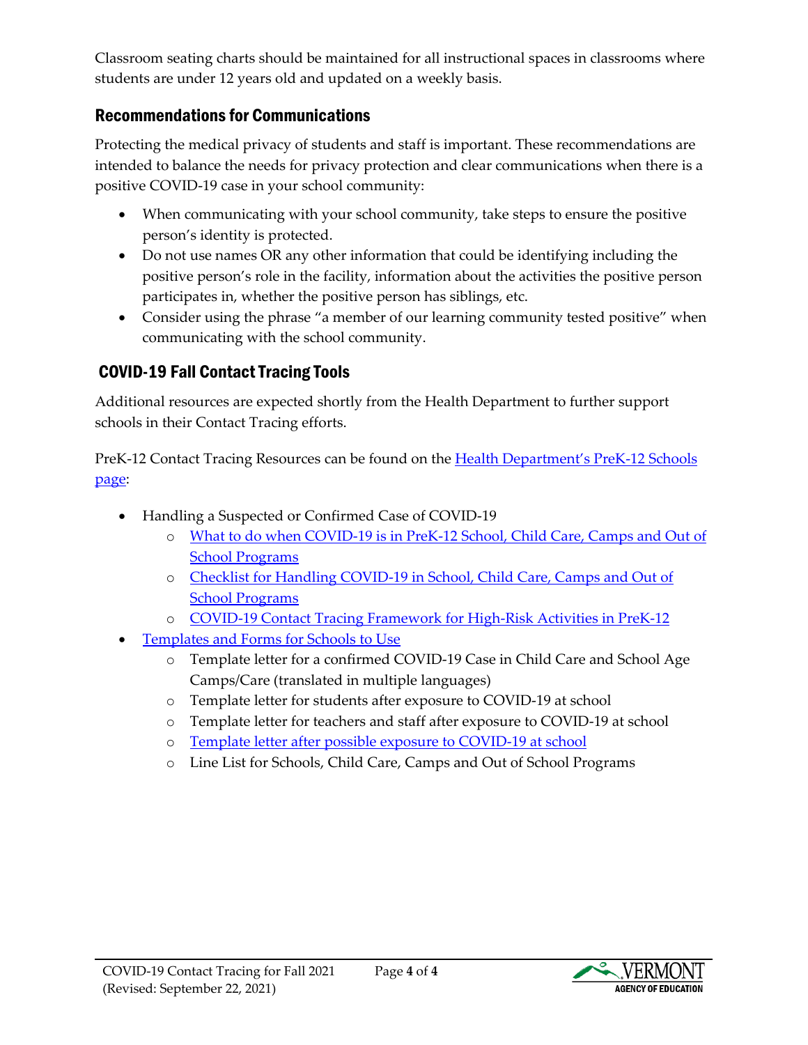Classroom seating charts should be maintained for all instructional spaces in classrooms where students are under 12 years old and updated on a weekly basis.

## Recommendations for Communications

Protecting the medical privacy of students and staff is important. These recommendations are intended to balance the needs for privacy protection and clear communications when there is a positive COVID-19 case in your school community:

- When communicating with your school community, take steps to ensure the positive person's identity is protected.
- Do not use names OR any other information that could be identifying including the positive person's role in the facility, information about the activities the positive person participates in, whether the positive person has siblings, etc.
- Consider using the phrase "a member of our learning community tested positive" when communicating with the school community.

## COVID-19 Fall Contact Tracing Tools

Additional resources are expected shortly from the Health Department to further support schools in their Contact Tracing efforts.

PreK-12 Contact Tracing Resources can be found on the Health Department's PreK-12 Schools page:

- Handling a Suspected or Confirmed Case of COVID-19
  - What to do when COVID-19 is in PreK-12 School, Child Care, Camps and Out of School Programs
  - Checklist for Handling COVID-19 in School, Child Care, Camps and Out of School Programs
  - COVID-19 Contact Tracing Framework for High-Risk Activities in PreK-12
- Templates and Forms for Schools to Use
  - Template letter for a confirmed COVID-19 Case in Child Care and School Age Camps/Care (translated in multiple languages)
  - Template letter for students after exposure to COVID-19 at school
  - Template letter for teachers and staff after exposure to COVID-19 at school
  - Template letter after possible exposure to COVID-19 at school
  - Line List for Schools, Child Care, Camps and Out of School Programs